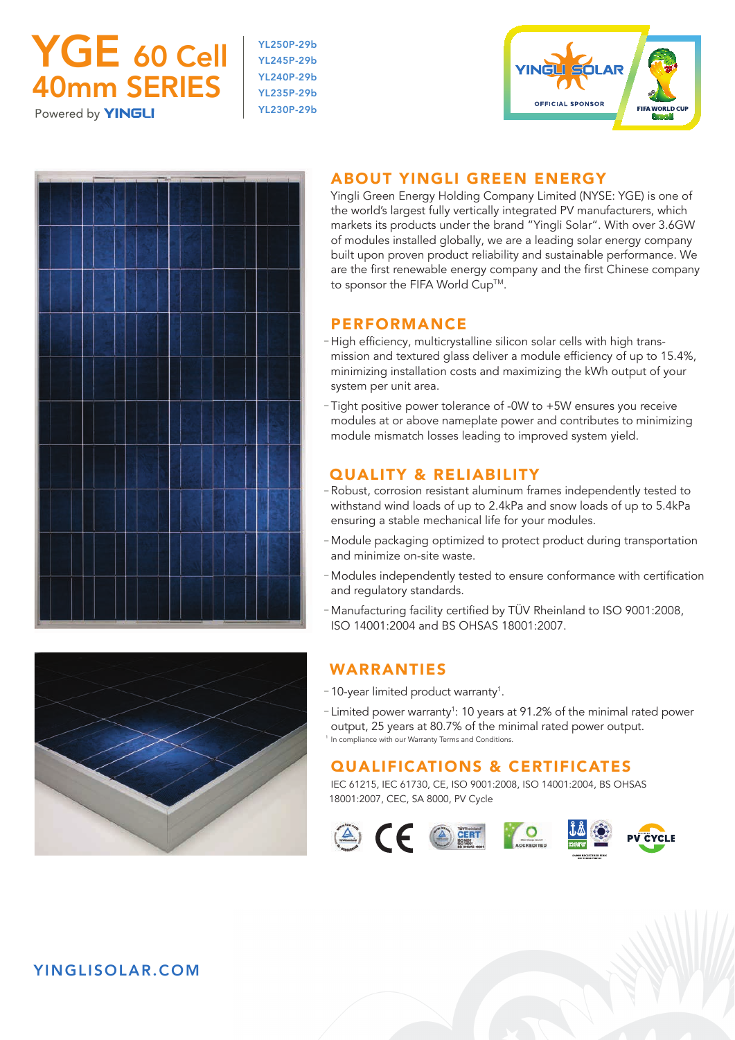# YGE 60 Cell 40mm SERIES

Powered by YINGLI

YL250P-29b
YL245P-29b
YL240P-29b
YL235P-29b
YL230P-29b

YINGLI SOLAR OFFICIAL SPONSOR FIFA WORLD CUP Brasil

## ABOUT YINGLI GREEN ENERGY

Yingli Green Energy Holding Company Limited (NYSE: YGE) is one of the world's largest fully vertically integrated PV manufacturers, which markets its products under the brand "Yingli Solar". With over 3.6GW of modules installed globally, we are a leading solar energy company built upon proven product reliability and sustainable performance. We are the first renewable energy company and the first Chinese company to sponsor the FIFA World Cup™.

## PERFORMANCE

- High efficiency, multicrystalline silicon solar cells with high transmission and textured glass deliver a module efficiency of up to 15.4%, minimizing installation costs and maximizing the kWh output of your system per unit area.
- Tight positive power tolerance of -0W to +5W ensures you receive modules at or above nameplate power and contributes to minimizing module mismatch losses leading to improved system yield.

## QUALITY & RELIABILITY

- Robust, corrosion resistant aluminum frames independently tested to withstand wind loads of up to 2.4kPa and snow loads of up to 5.4kPa ensuring a stable mechanical life for your modules.
- Module packaging optimized to protect product during transportation and minimize on-site waste.
- Modules independently tested to ensure conformance with certification and regulatory standards.
- Manufacturing facility certified by TÜV Rheinland to ISO 9001:2008, ISO 14001:2004 and BS OHSAS 18001:2007.

## WARRANTIES

- 10-year limited product warranty[1].
- Limited power warranty[1]: 10 years at 91.2% of the minimal rated power output, 25 years at 80.7% of the minimal rated power output.

[1] In compliance with our Warranty Terms and Conditions.

## QUALIFICATIONS & CERTIFICATES

IEC 61215, IEC 61730, CE, ISO 9001:2008, ISO 14001:2004, BS OHSAS 18001:2007, CEC, SA 8000, PV Cycle

YINGLISOLAR.COM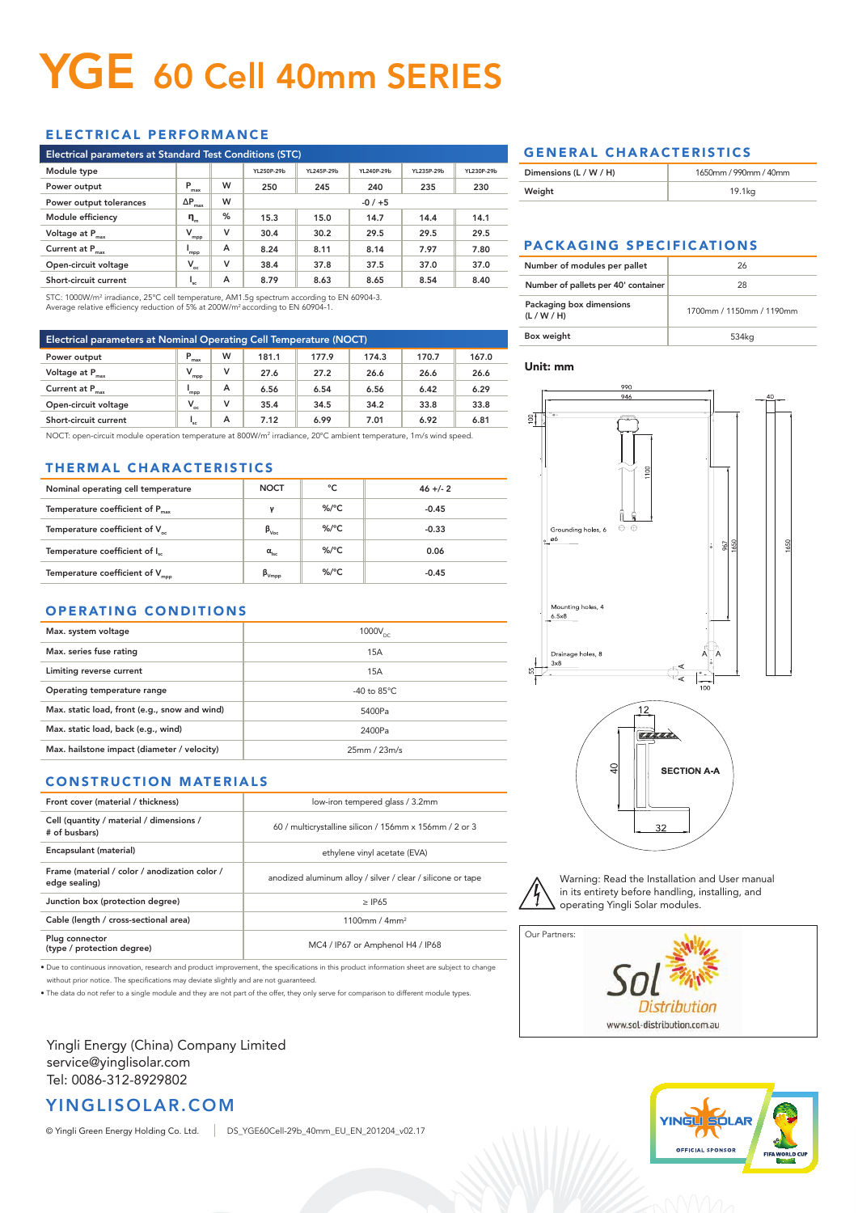# YGE 60 Cell 40mm SERIES

## ELECTRICAL PERFORMANCE

| Electrical parameters at Standard Test Conditions (STC) | | | | | | | |
|---|---|---|---|---|---|---|---|
| Module type | | | YL250P-29b | YL245P-29b | YL240P-29b | YL235P-29b | YL230P-29b |
| Power output | $P_{max}$ | W | 250 | 245 | 240 | 235 | 230 |
| Power output tolerances | $\Delta P_{max}$ | W | -0 / +5 | | | | |
| Module efficiency | $\eta_m$ | % | 15.3 | 15.0 | 14.7 | 14.4 | 14.1 |
| Voltage at $P_{max}$ | $V_{mpp}$ | V | 30.4 | 30.2 | 29.5 | 29.5 | 29.5 |
| Current at $P_{max}$ | $I_{mpp}$ | A | 8.24 | 8.11 | 8.14 | 7.97 | 7.80 |
| Open-circuit voltage | $V_{oc}$ | V | 38.4 | 37.8 | 37.5 | 37.0 | 37.0 |
| Short-circuit current | $I_{sc}$ | A | 8.79 | 8.63 | 8.65 | 8.54 | 8.40 |

STC: 1000W/m² irradiance, 25°C cell temperature, AM1.5g spectrum according to EN 60904-3.
Average relative efficiency reduction of 5% at 200W/m² according to EN 60904-1.

| Electrical parameters at Nominal Operating Cell Temperature (NOCT) | | | | | | | |
|---|---|---|---|---|---|---|---|
| Power output | $P_{max}$ | W | 181.1 | 177.9 | 174.3 | 170.7 | 167.0 |
| Voltage at $P_{max}$ | $V_{mpp}$ | V | 27.6 | 27.2 | 26.6 | 26.6 | 26.6 |
| Current at $P_{max}$ | $I_{mpp}$ | A | 6.56 | 6.54 | 6.56 | 6.42 | 6.29 |
| Open-circuit voltage | $V_{oc}$ | V | 35.4 | 34.5 | 34.2 | 33.8 | 33.8 |
| Short-circuit current | $I_{sc}$ | A | 7.12 | 6.99 | 7.01 | 6.92 | 6.81 |

NOCT: open-circuit module operation temperature at 800W/m² irradiance, 20°C ambient temperature, 1m/s wind speed.

## THERMAL CHARACTERISTICS

| | | | |
|---|---|---|---|
| Nominal operating cell temperature | NOCT | °C | 46 +/- 2 |
| Temperature coefficient of $P_{max}$ | γ | %/°C | -0.45 |
| Temperature coefficient of $V_{oc}$ | $\beta_{Voc}$ | %/°C | -0.33 |
| Temperature coefficient of $I_{sc}$ | $\alpha_{Isc}$ | %/°C | 0.06 |
| Temperature coefficient of $V_{mpp}$ | $\beta_{Vmpp}$ | %/°C | -0.45 |

## OPERATING CONDITIONS

| | |
|---|---|
| Max. system voltage | $1000V_{DC}$ |
| Max. series fuse rating | 15A |
| Limiting reverse current | 15A |
| Operating temperature range | -40 to 85°C |
| Max. static load, front (e.g., snow and wind) | 5400Pa |
| Max. static load, back (e.g., wind) | 2400Pa |
| Max. hailstone impact (diameter / velocity) | 25mm / 23m/s |

## CONSTRUCTION MATERIALS

| | |
|---|---|
| Front cover (material / thickness) | low-iron tempered glass / 3.2mm |
| Cell (quantity / material / dimensions / # of busbars) | 60 / multicrystalline silicon / 156mm x 156mm / 2 or 3 |
| Encapsulant (material) | ethylene vinyl acetate (EVA) |
| Frame (material / color / anodization color / edge sealing) | anodized aluminum alloy / silver / clear / silicone or tape |
| Junction box (protection degree) | ≥ IP65 |
| Cable (length / cross-sectional area) | 1100mm / 4mm² |
| Plug connector (type / protection degree) | MC4 / IP67 or Amphenol H4 / IP68 |

- Due to continuous innovation, research and product improvement, the specifications in this product information sheet are subject to change without prior notice. The specifications may deviate slightly and are not guaranteed.
- The data do not refer to a single module and they are not part of the offer, they only serve for comparison to different module types.

## GENERAL CHARACTERISTICS

| | |
|---|---|
| Dimensions (L / W / H) | 1650mm / 990mm / 40mm |
| Weight | 19.1kg |

## PACKAGING SPECIFICATIONS

| | |
|---|---|
| Number of modules per pallet | 26 |
| Number of pallets per 40' container | 28 |
| Packaging box dimensions (L / W / H) | 1700mm / 1150mm / 1190mm |
| Box weight | 534kg |

**Unit: mm**

990
946
40
100
1100
Grounding holes, 6
ø6
967
1650
1650
Mounting holes, 4
6.5x8
Drainage holes, 8
3x8
A
A
55
100
12
40
SECTION A-A
32

Warning: Read the Installation and User manual in its entirety before handling, installing, and operating Yingli Solar modules.

Our Partners:
Sol Distribution
www.sol-distribution.com.au

Yingli Energy (China) Company Limited
service@yinglisolar.com
Tel: 0086-312-8929802

## YINGLISOLAR.COM

© Yingli Green Energy Holding Co. Ltd. | DS_YGE60Cell-29b_40mm_EU_EN_201204_v02.17

YINGLI SOLAR
OFFICIAL SPONSOR
FIFA WORLD CUP